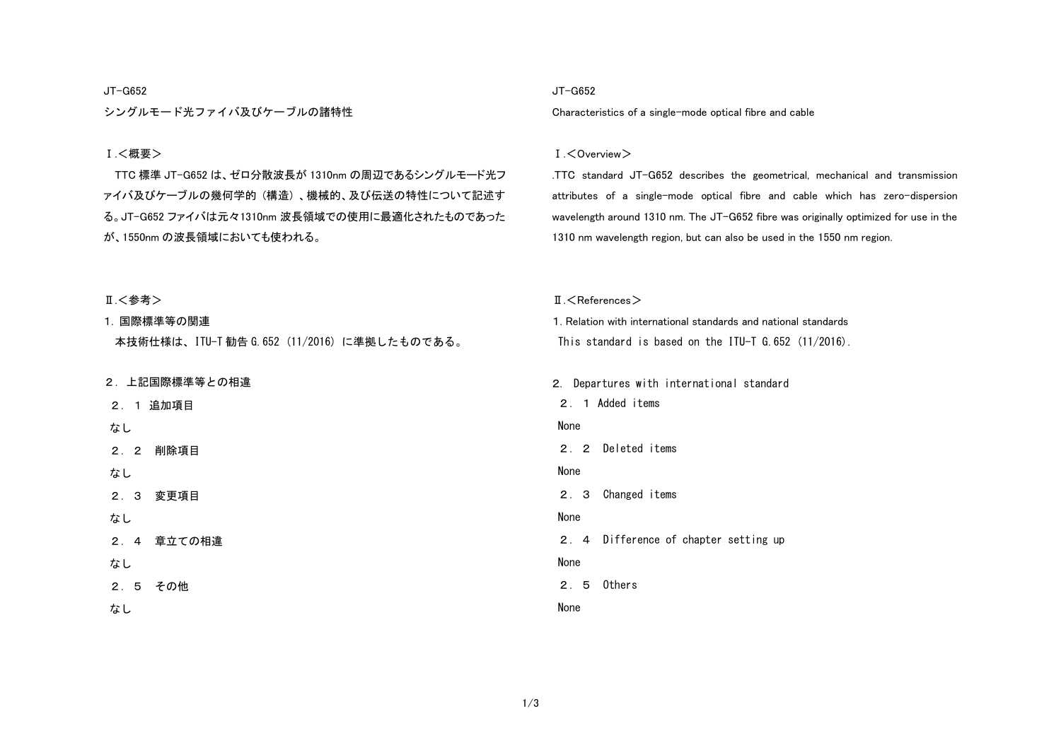JT-G652

# シングルモード光ファイバ及びケーブルの諸特性

## Ⅰ.＜概要＞

TTC 標準 JT-G652 は、ゼロ分散波長が 1310nm の周辺であるシングルモード光ファイバ及びケーブルの幾何学的（構造）、機械的、及び伝送の特性について記述する。JT-G652 ファイバは元々1310nm 波長領域での使用に最適化されたものであったが、1550nm の波長領域においても使われる。

## Ⅱ.＜参考＞

1. 国際標準等の関連

本技術仕様は、ITU-T 勧告 G.652 (11/2016) に準拠したものである。

２． 上記国際標準等との相違

２．１ 追加項目

なし

２．２　削除項目

なし

２．３　変更項目

なし

２．４　章立ての相違

なし

２．５　その他

なし

JT-G652

# Characteristics of a single-mode optical fibre and cable

## Ⅰ.＜Overview＞

.TTC standard JT-G652 describes the geometrical, mechanical and transmission attributes of a single-mode optical fibre and cable which has zero-dispersion wavelength around 1310 nm. The JT-G652 fibre was originally optimized for use in the 1310 nm wavelength region, but can also be used in the 1550 nm region.

## Ⅱ.＜References＞

1. Relation with international standards and national standards

This standard is based on the ITU-T G.652 (11/2016).

２． Departures with international standard

２．１ Added items

None

２．２　Deleted items

None

２．３　Changed items

None

２．４　Difference of chapter setting up

None

２．５　Others

None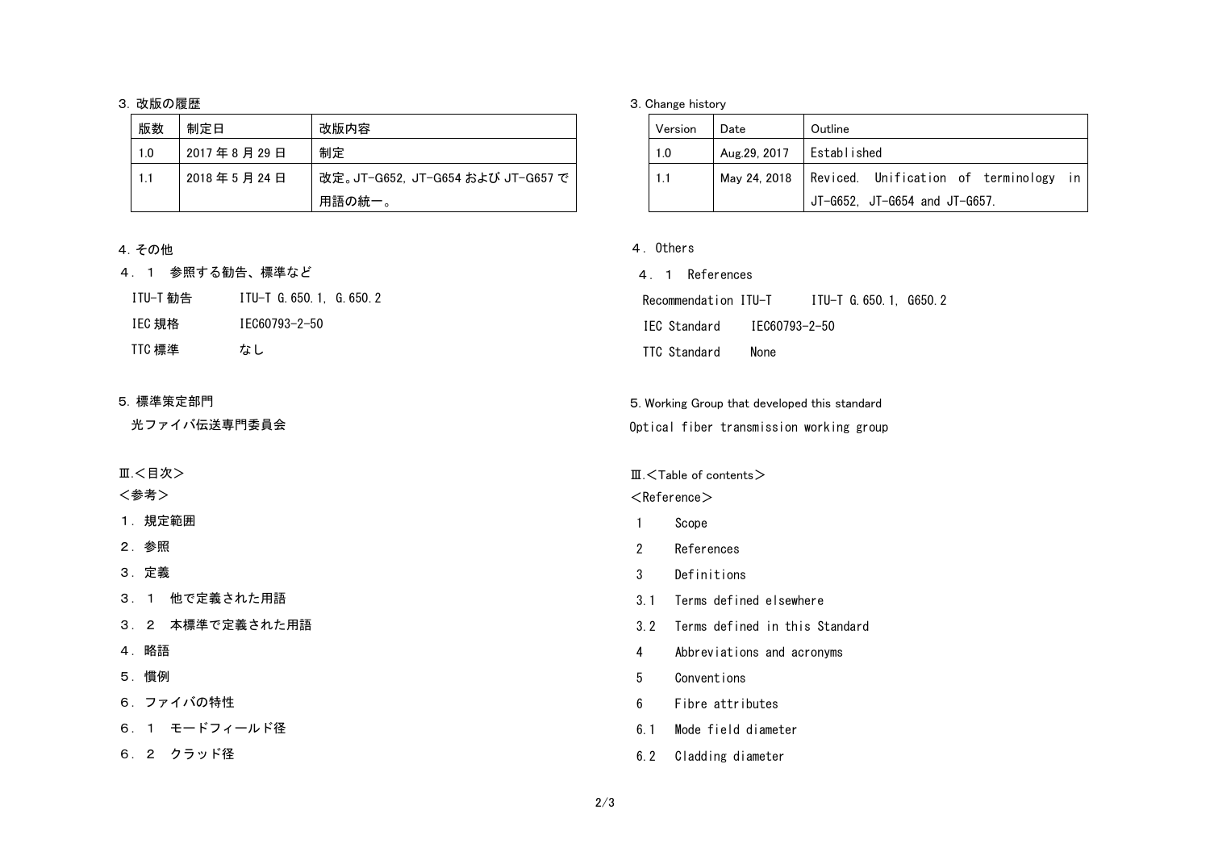3. 改版の履歴

| 版数 | 制定日 | 改版内容 |
|---|---|---|
| 1.0 | 2017 年 8 月 29 日 | 制定 |
| 1.1 | 2018 年 5 月 24 日 | 改定。JT-G652, JT-G654 および JT-G657 で用語の統一。 |

4. その他

４．１　参照する勧告、標準など

ITU-T 勧告　　ITU-T G.650.1, G.650.2

IEC 規格　　IEC60793-2-50

TTC 標準　　なし

5. 標準策定部門

光ファイバ伝送専門委員会

Ⅲ.＜目次＞

＜参考＞

１．規定範囲

２．参照

３．定義

３．１　他で定義された用語

３．２　本標準で定義された用語

４．略語

５．慣例

６．ファイバの特性

６．１　モードフィールド径

６．２　クラッド径

3. Change history

| Version | Date | Outline |
|---|---|---|
| 1.0 | Aug.29, 2017 | Established |
| 1.1 | May 24, 2018 | Reviced. Unification of terminology in JT-G652, JT-G654 and JT-G657. |

４．Others

４．１　References

Recommendation ITU-T　　ITU-T G.650.1, G650.2

IEC Standard　　IEC60793-2-50

TTC Standard　　None

5. Working Group that developed this standard

Optical fiber transmission working group

Ⅲ.＜Table of contents＞

＜Reference＞

1　Scope

2　References

3　Definitions

3.1　Terms defined elsewhere

3.2　Terms defined in this Standard

4　Abbreviations and acronyms

5　Conventions

6　Fibre attributes

6.1　Mode field diameter

6.2　Cladding diameter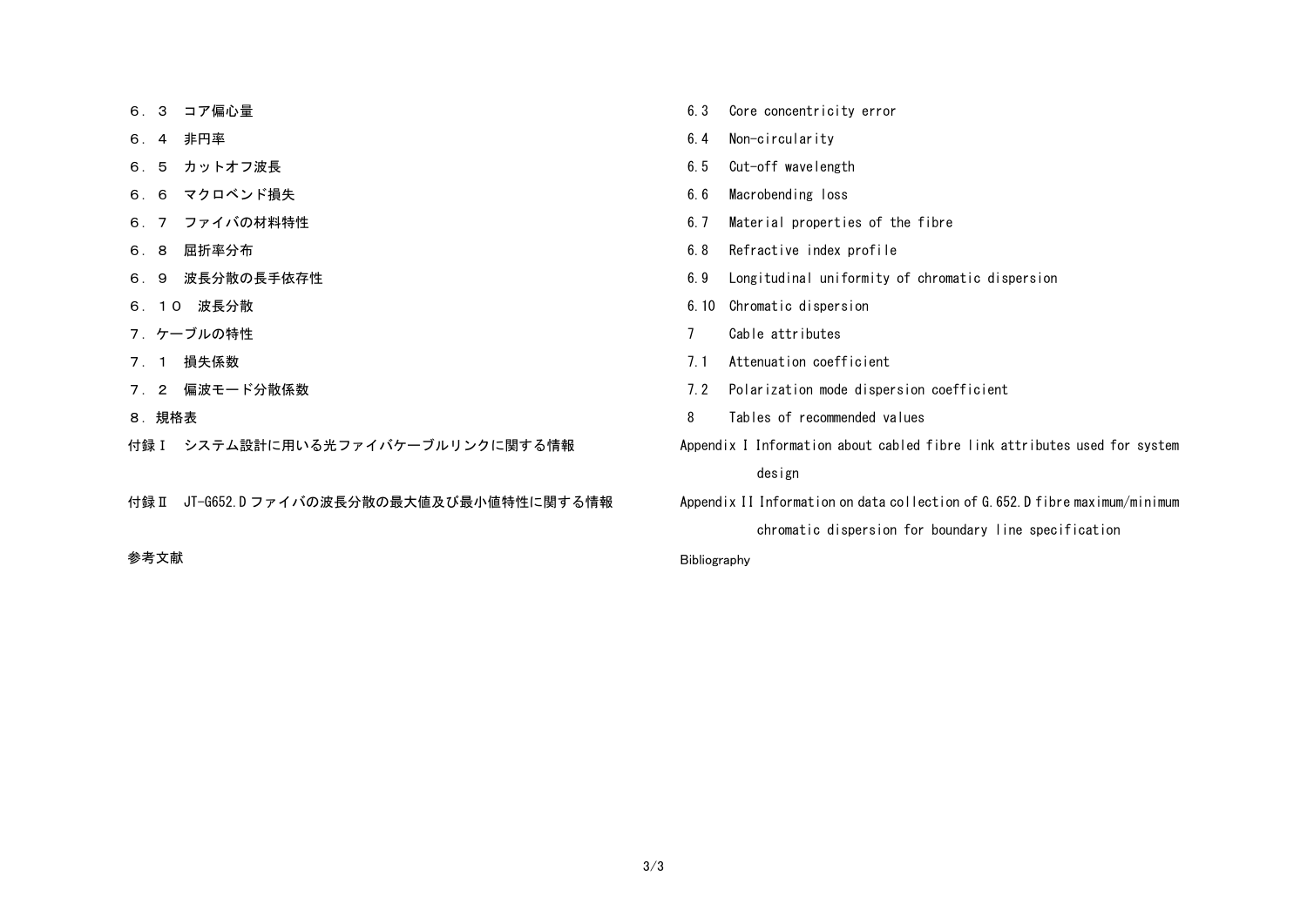６．３　コア偏心量

６．４　非円率

６．５　カットオフ波長

６．６　マクロベンド損失

６．７　ファイバの材料特性

６．８　屈折率分布

６．９　波長分散の長手依存性

６．１０　波長分散

７．ケーブルの特性

７．１　損失係数

７．２　偏波モード分散係数

８．規格表

付録Ⅰ　システム設計に用いる光ファイバケーブルリンクに関する情報

付録Ⅱ　JT-G652.D ファイバの波長分散の最大値及び最小値特性に関する情報

参考文献

6.3　Core concentricity error

6.4　Non-circularity

6.5　Cut-off wavelength

6.6　Macrobending loss

6.7　Material properties of the fibre

6.8　Refractive index profile

6.9　Longitudinal uniformity of chromatic dispersion

6.10　Chromatic dispersion

7　Cable attributes

7.1　Attenuation coefficient

7.2　Polarization mode dispersion coefficient

8　Tables of recommended values

Appendix I Information about cabled fibre link attributes used for system design

Appendix II Information on data collection of G.652.D fibre maximum/minimum chromatic dispersion for boundary line specification

Bibliography